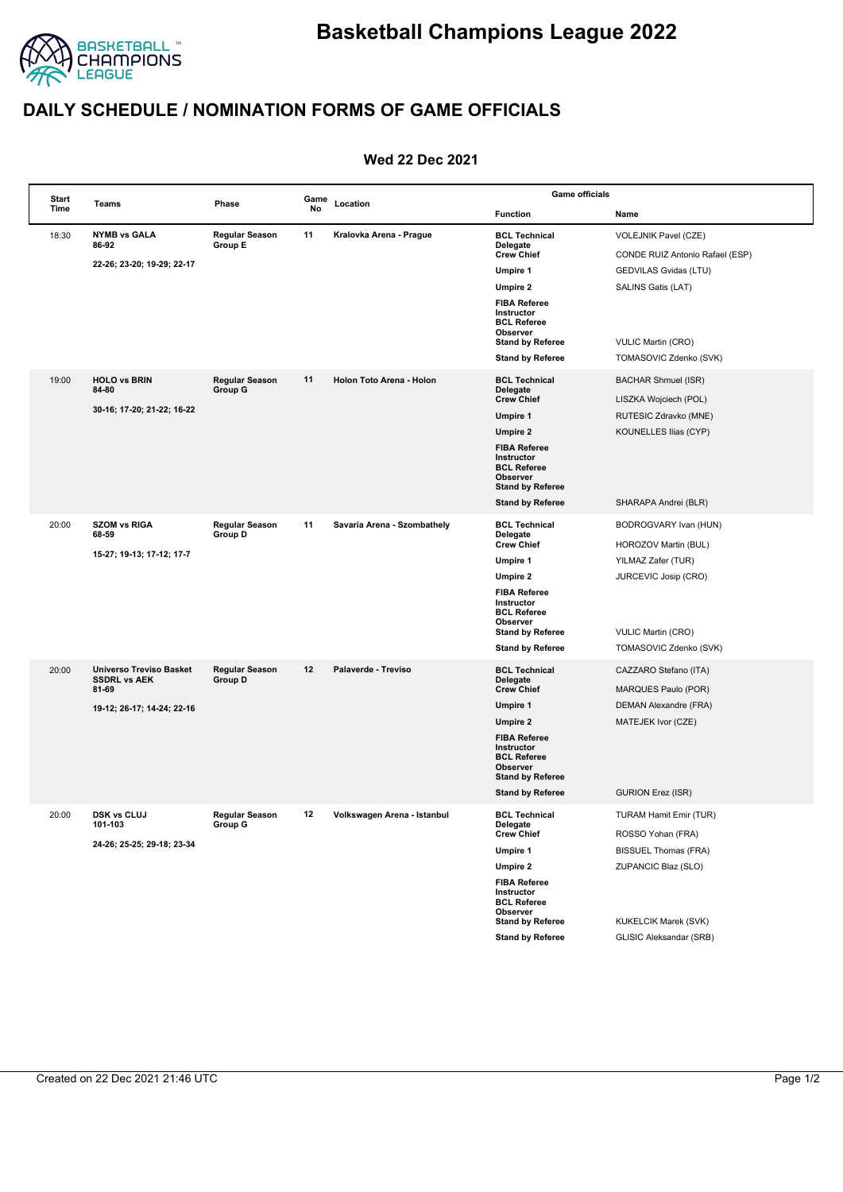# Basketball Champions League 2022

## DAILY SCHEDULE / NOMINATION FORMS OF GAME OFFICIALS

### Wed 22 Dec 2021

| Start Time | Teams | Phase | Game No | Location | Function | Name |
|---|---|---|---|---|---|---|
| 18:30 | **NYMB vs GALA** 86-92 22-26; 23-20; 19-29; 22-17 | Regular Season Group E | 11 | Kralovka Arena - Prague | BCL Technical Delegate | VOLEJNIK Pavel (CZE) |
| | | | | | Crew Chief | CONDE RUIZ Antonio Rafael (ESP) |
| | | | | | Umpire 1 | GEDVILAS Gvidas (LTU) |
| | | | | | Umpire 2 | SALINS Gatis (LAT) |
| | | | | | FIBA Referee Instructor | |
| | | | | | BCL Referee Observer | |
| | | | | | Stand by Referee | VULIC Martin (CRO) |
| | | | | | Stand by Referee | TOMASOVIC Zdenko (SVK) |
| 19:00 | **HOLO vs BRIN** 84-80 30-16; 17-20; 21-22; 16-22 | Regular Season Group G | 11 | Holon Toto Arena - Holon | BCL Technical Delegate | BACHAR Shmuel (ISR) |
| | | | | | Crew Chief | LISZKA Wojciech (POL) |
| | | | | | Umpire 1 | RUTESIC Zdravko (MNE) |
| | | | | | Umpire 2 | KOUNELLES Ilias (CYP) |
| | | | | | FIBA Referee Instructor | |
| | | | | | BCL Referee Observer | |
| | | | | | Stand by Referee | |
| | | | | | Stand by Referee | SHARAPA Andrei (BLR) |
| 20:00 | **SZOM vs RIGA** 68-59 15-27; 19-13; 17-12; 17-7 | Regular Season Group D | 11 | Savaria Arena - Szombathely | BCL Technical Delegate | BODROGVARY Ivan (HUN) |
| | | | | | Crew Chief | HOROZOV Martin (BUL) |
| | | | | | Umpire 1 | YILMAZ Zafer (TUR) |
| | | | | | Umpire 2 | JURCEVIC Josip (CRO) |
| | | | | | FIBA Referee Instructor | |
| | | | | | BCL Referee Observer | |
| | | | | | Stand by Referee | VULIC Martin (CRO) |
| | | | | | Stand by Referee | TOMASOVIC Zdenko (SVK) |
| 20:00 | **Universo Treviso Basket SSDRL vs AEK** 81-69 19-12; 26-17; 14-24; 22-16 | Regular Season Group D | 12 | Palaverde - Treviso | BCL Technical Delegate | CAZZARO Stefano (ITA) |
| | | | | | Crew Chief | MARQUES Paulo (POR) |
| | | | | | Umpire 1 | DEMAN Alexandre (FRA) |
| | | | | | Umpire 2 | MATEJEK Ivor (CZE) |
| | | | | | FIBA Referee Instructor | |
| | | | | | BCL Referee Observer | |
| | | | | | Stand by Referee | |
| | | | | | Stand by Referee | GURION Erez (ISR) |
| 20:00 | **DSK vs CLUJ** 101-103 24-26; 25-25; 29-18; 23-34 | Regular Season Group G | 12 | Volkswagen Arena - Istanbul | BCL Technical Delegate | TURAM Hamit Emir (TUR) |
| | | | | | Crew Chief | ROSSO Yohan (FRA) |
| | | | | | Umpire 1 | BISSUEL Thomas (FRA) |
| | | | | | Umpire 2 | ZUPANCIC Blaz (SLO) |
| | | | | | FIBA Referee Instructor | |
| | | | | | BCL Referee Observer | |
| | | | | | Stand by Referee | KUKELCIK Marek (SVK) |
| | | | | | Stand by Referee | GLISIC Aleksandar (SRB) |

Created on 22 Dec 2021 21:46 UTC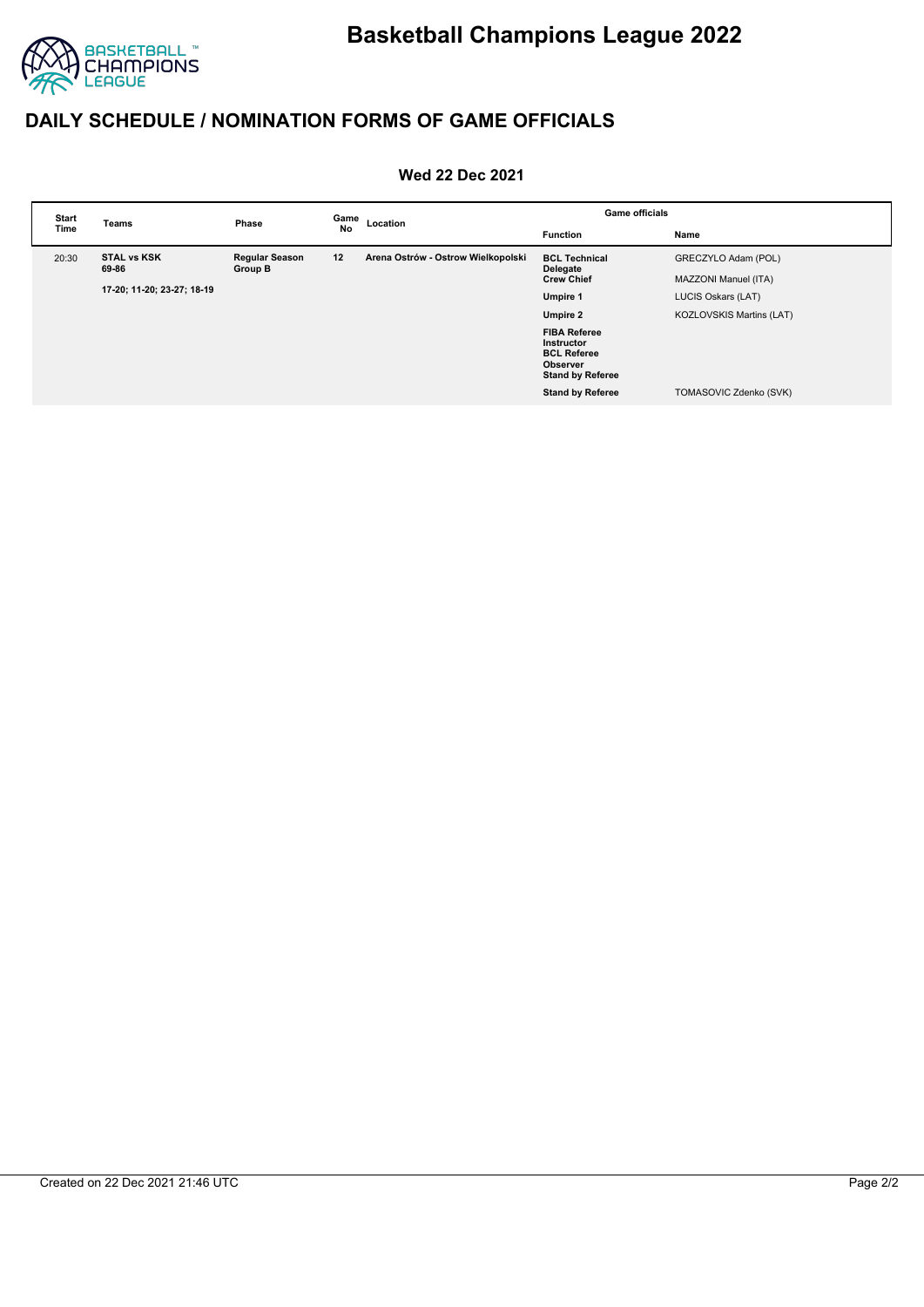# Basketball Champions League 2022

## DAILY SCHEDULE / NOMINATION FORMS OF GAME OFFICIALS

### Wed 22 Dec 2021

| Start Time | Teams | Phase | Game No | Location | Game officials | |
|---|---|---|---|---|---|---|
| | | | | | **Function** | **Name** |
| 20:30 | **STAL vs KSK** 69-86 17-20; 11-20; 23-27; 18-19 | **Regular Season Group B** | 12 | **Arena Ostrów - Ostrow Wielkopolski** | **BCL Technical Delegate** | GRECZYLO Adam (POL) |
| | | | | | **Crew Chief** | MAZZONI Manuel (ITA) |
| | | | | | **Umpire 1** | LUCIS Oskars (LAT) |
| | | | | | **Umpire 2** | KOZLOVSKIS Martins (LAT) |
| | | | | | **FIBA Referee Instructor** | |
| | | | | | **BCL Referee Observer** | |
| | | | | | **Stand by Referee** | |
| | | | | | **Stand by Referee** | TOMASOVIC Zdenko (SVK) |

Created on 22 Dec 2021 21:46 UTC